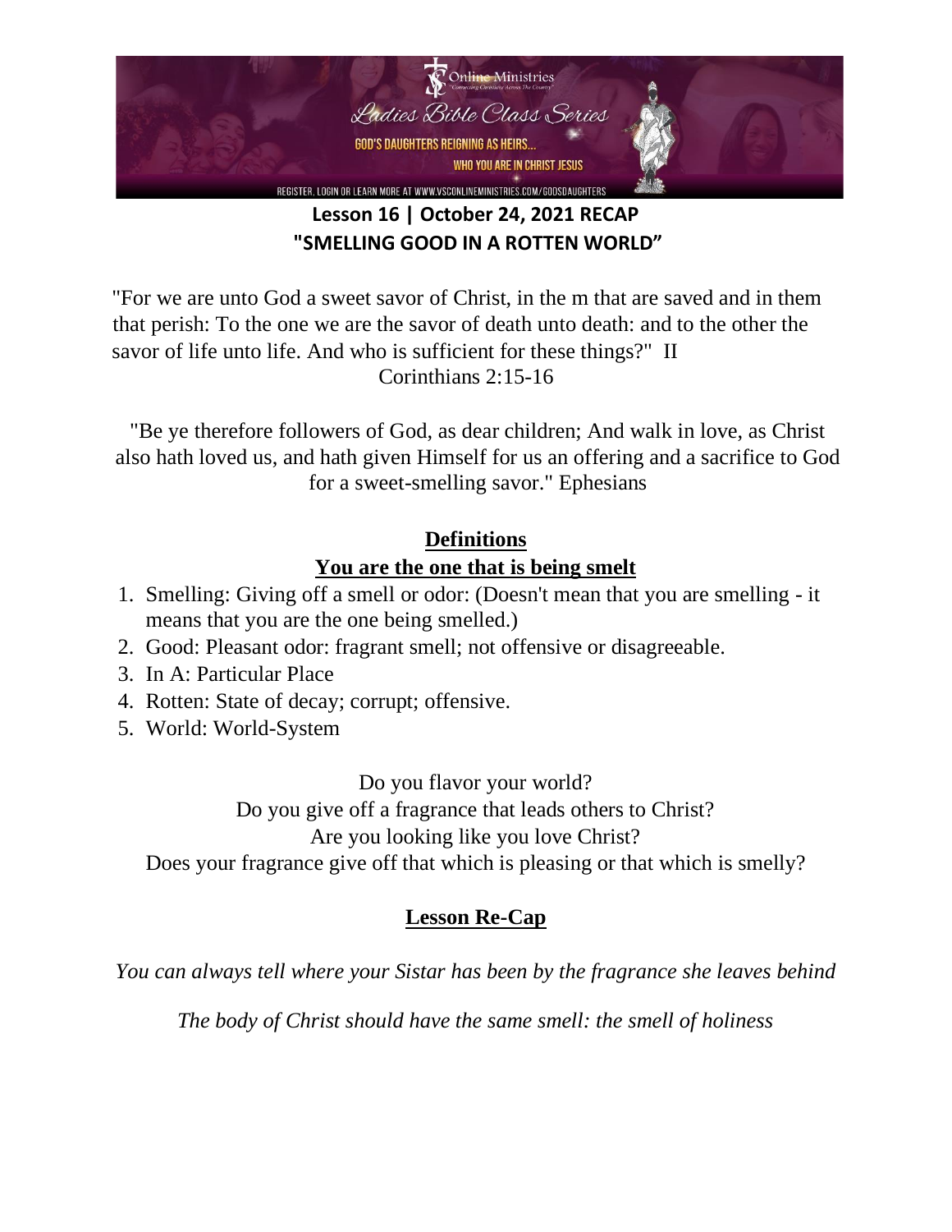Online Ministries

*"Connecting Christians Across The Country"*

*Ladies Bible Class Series*

GOD'S DAUGHTERS REIGNING AS HEIRS...

WHO YOU ARE IN CHRIST JESUS

REGISTER, LOGIN OR LEARN MORE AT WWW.VSCONLINEMINISTRIES.COM/GODSDAUGHTERS

## Lesson 16 | October 24, 2021 RECAP
## "SMELLING GOOD IN A ROTTEN WORLD"

"For we are unto God a sweet savor of Christ, in the m that are saved and in them that perish: To the one we are the savor of death unto death: and to the other the savor of life unto life. And who is sufficient for these things?" II Corinthians 2:15-16

"Be ye therefore followers of God, as dear children; And walk in love, as Christ also hath loved us, and hath given Himself for us an offering and a sacrifice to God for a sweet-smelling savor." Ephesians

### Definitions
### You are the one that is being smelt

1. Smelling: Giving off a smell or odor: (Doesn't mean that you are smelling - it means that you are the one being smelled.)
2. Good: Pleasant odor: fragrant smell; not offensive or disagreeable.
3. In A: Particular Place
4. Rotten: State of decay; corrupt; offensive.
5. World: World-System

Do you flavor your world?

Do you give off a fragrance that leads others to Christ?

Are you looking like you love Christ?

Does your fragrance give off that which is pleasing or that which is smelly?

### Lesson Re-Cap

*You can always tell where your Sistar has been by the fragrance she leaves behind*

*The body of Christ should have the same smell: the smell of holiness*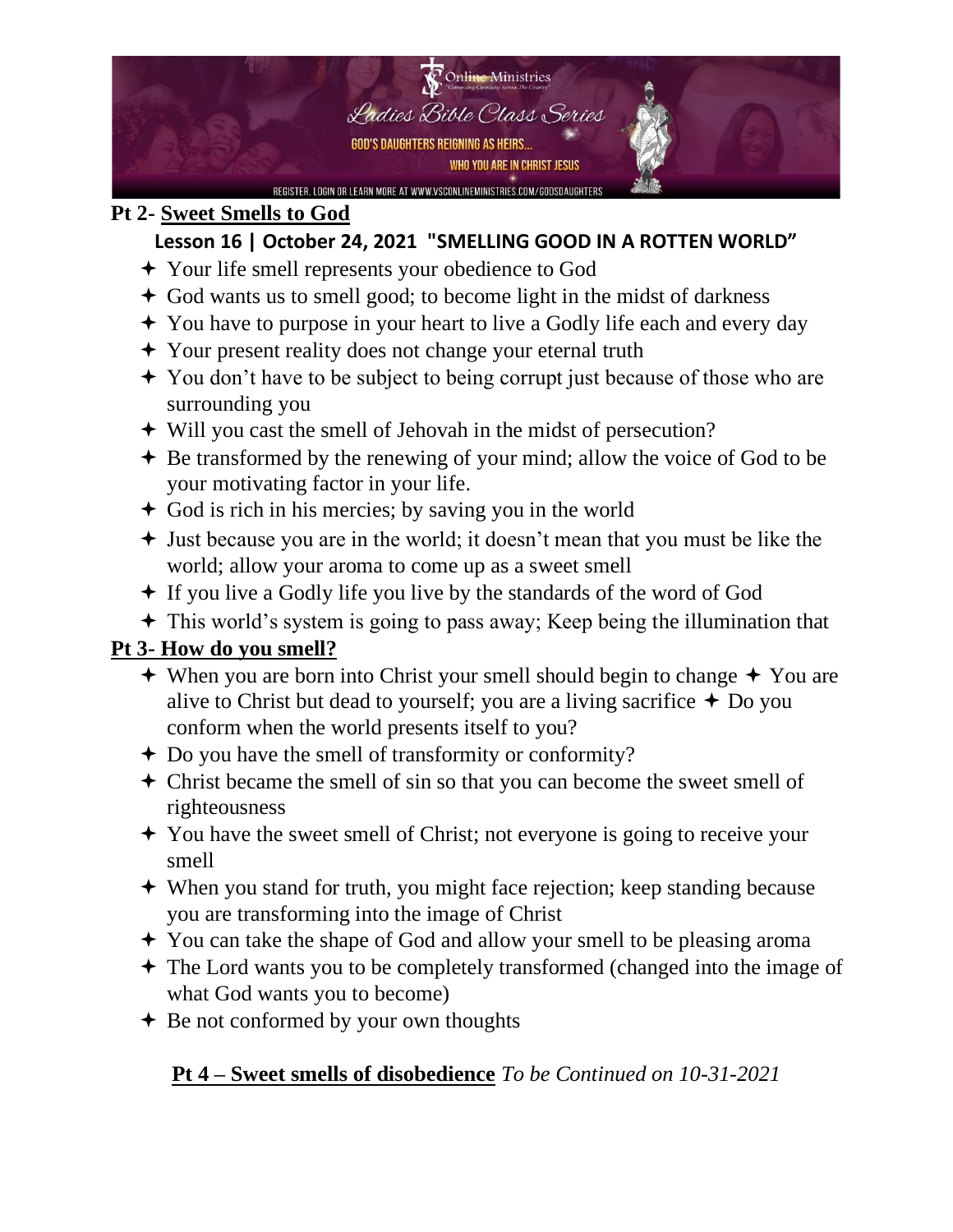## Pt 2- Sweet Smells to God

### Lesson 16 | October 24, 2021 "SMELLING GOOD IN A ROTTEN WORLD"

- Your life smell represents your obedience to God
- God wants us to smell good; to become light in the midst of darkness
- You have to purpose in your heart to live a Godly life each and every day
- Your present reality does not change your eternal truth
- You don't have to be subject to being corrupt just because of those who are surrounding you
- Will you cast the smell of Jehovah in the midst of persecution?
- Be transformed by the renewing of your mind; allow the voice of God to be your motivating factor in your life.
- God is rich in his mercies; by saving you in the world
- Just because you are in the world; it doesn't mean that you must be like the world; allow your aroma to come up as a sweet smell
- If you live a Godly life you live by the standards of the word of God
- This world's system is going to pass away; Keep being the illumination that

## Pt 3- How do you smell?

- When you are born into Christ your smell should begin to change ✦ You are alive to Christ but dead to yourself; you are a living sacrifice ✦ Do you conform when the world presents itself to you?
- Do you have the smell of transformity or conformity?
- Christ became the smell of sin so that you can become the sweet smell of righteousness
- You have the sweet smell of Christ; not everyone is going to receive your smell
- When you stand for truth, you might face rejection; keep standing because you are transforming into the image of Christ
- You can take the shape of God and allow your smell to be pleasing aroma
- The Lord wants you to be completely transformed (changed into the image of what God wants you to become)
- Be not conformed by your own thoughts

**Pt 4 – Sweet smells of disobedience** *To be Continued on 10-31-2021*